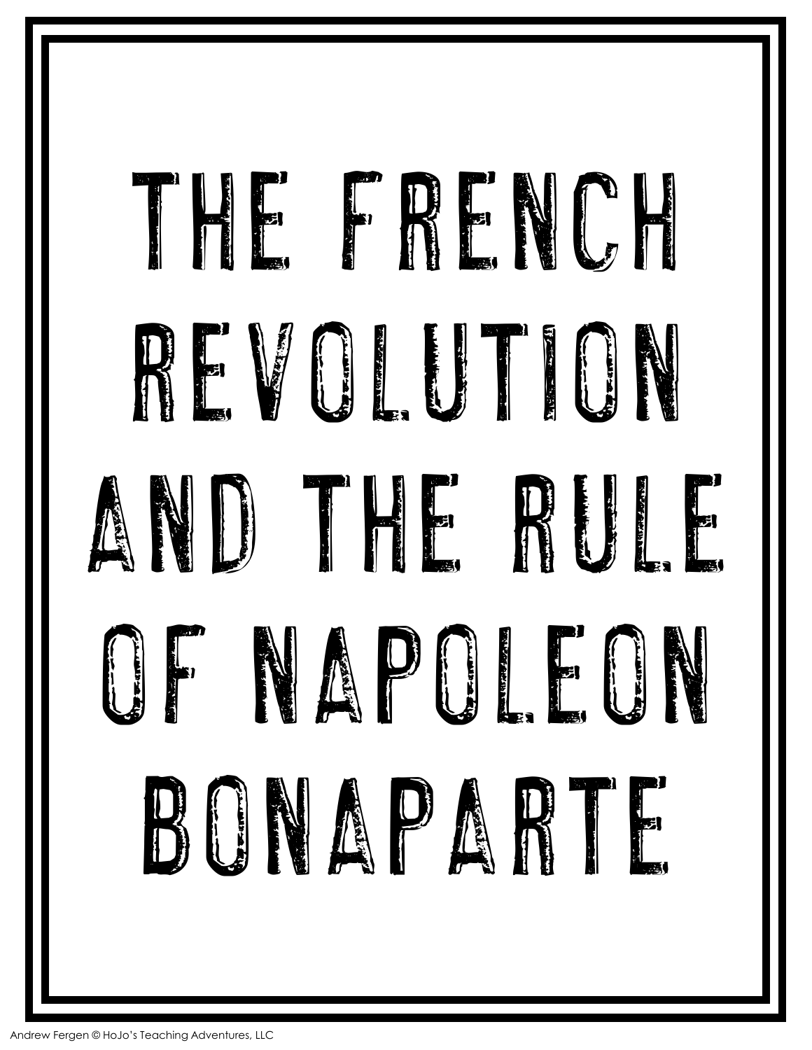# THE FRENCH REVOLUTION AND THE RULE OF NAPOLEON BONAPARTE

Andrew Fergen © HoJo's Teaching Adventures, LLC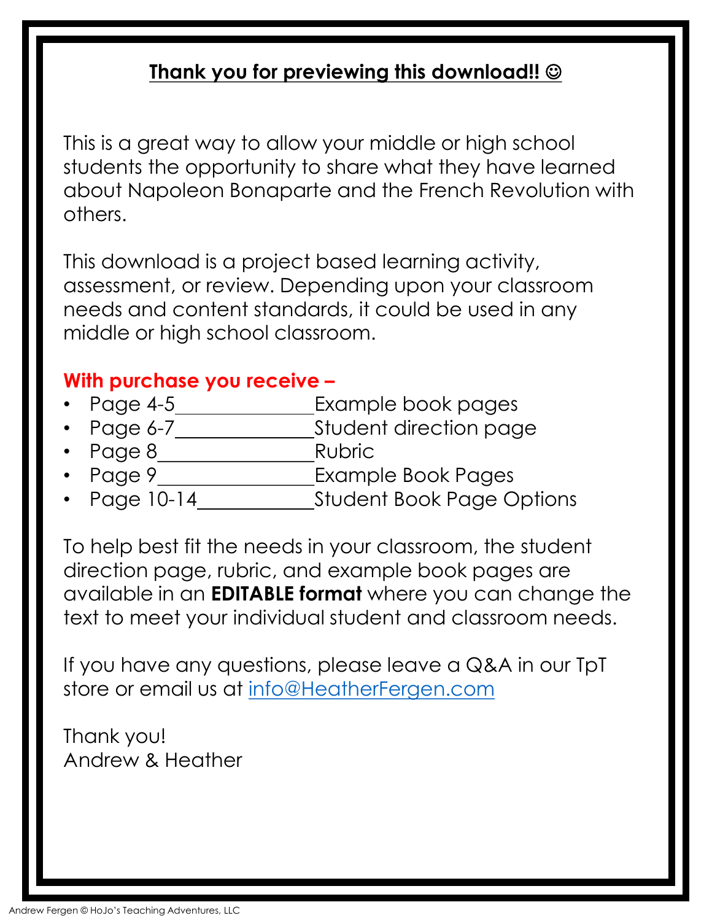**Thank you for previewing this download!! ☺**

This is a great way to allow your middle or high school students the opportunity to share what they have learned about Napoleon Bonaparte and the French Revolution with others.

This download is a project based learning activity, assessment, or review. Depending upon your classroom needs and content standards, it could be used in any middle or high school classroom.

**With purchase you receive –**

- Page 4-5______________Example book pages
- Page 6-7______________Student direction page
- Page 8________________Rubric
- Page 9________________Example Book Pages
- Page 10-14____________Student Book Page Options

To help best fit the needs in your classroom, the student direction page, rubric, and example book pages are available in an **EDITABLE format** where you can change the text to meet your individual student and classroom needs.

If you have any questions, please leave a Q&A in our TpT store or email us at info@HeatherFergen.com

Thank you!
Andrew & Heather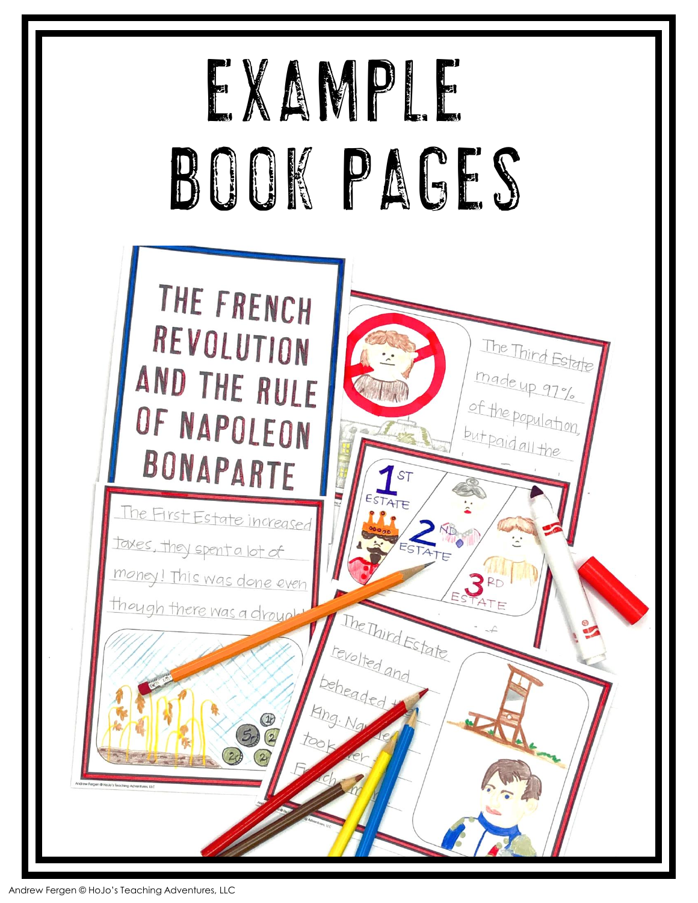# EXAMPLE BOOK PAGES

THE FRENCH REVOLUTION AND THE RULE OF NAPOLEON BONAPARTE

The Third Estate made up 97% of the population, but paid all the

1ST ESTATE

2ND ESTATE

3RD ESTATE

The First Estate increased taxes, they spent a lot of money! This was done even though there was a drought

The Third Estate revolted and beheaded the King. Napoleon took over French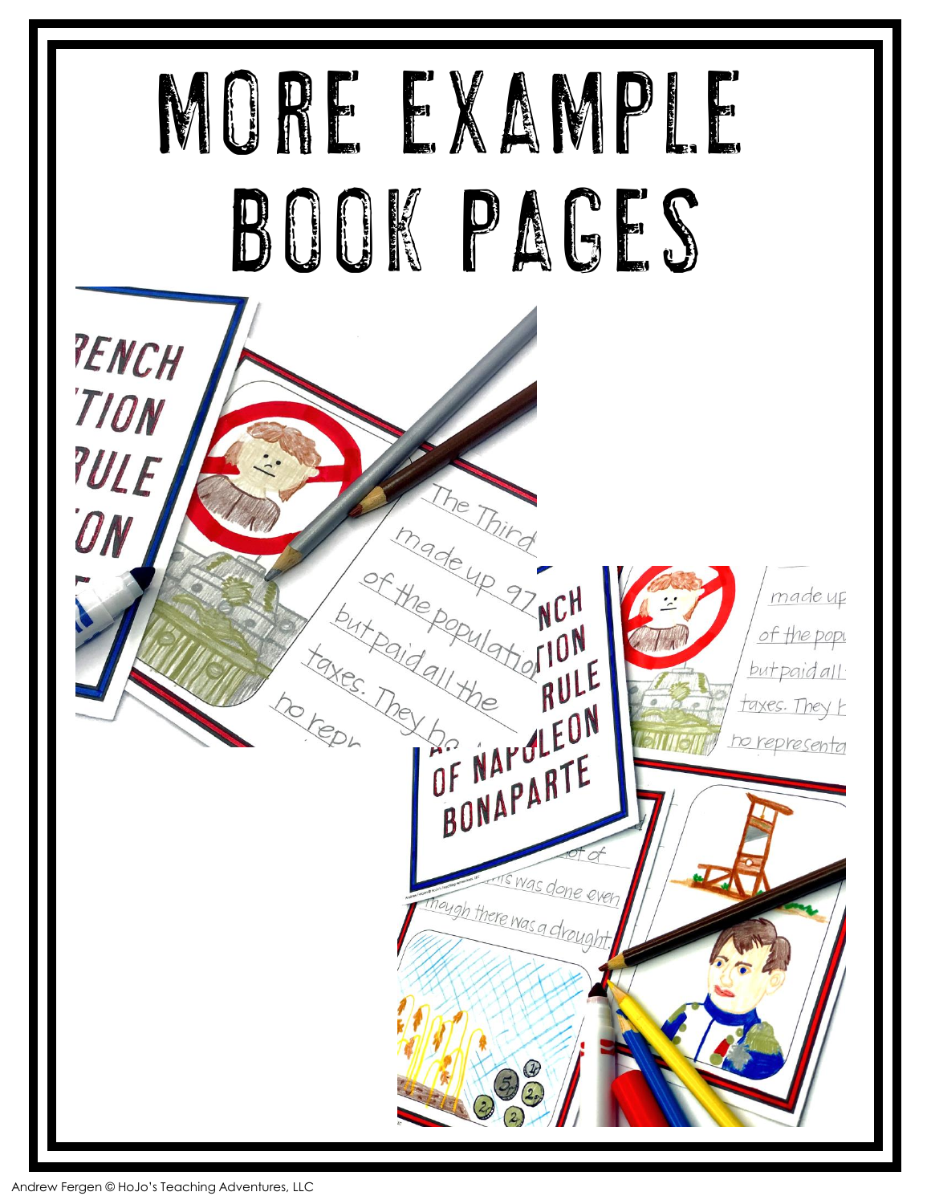# MORE EXAMPLE BOOK PAGES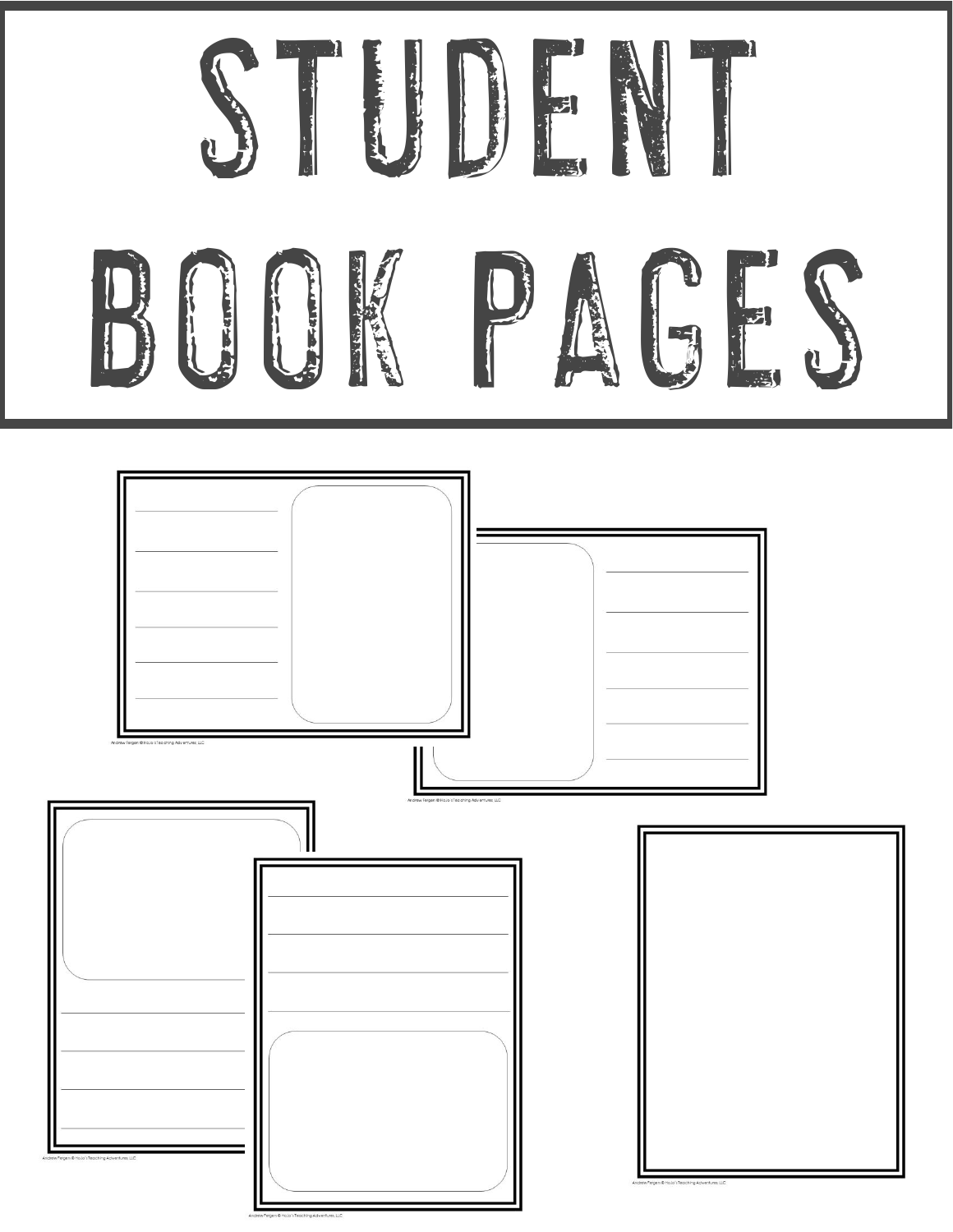# STUDENT BOOK PAGES

Andrew Fergen © Hojo's Teaching Adventures, LLC

Andrew Fergen © Hojo's Teaching Adventures, LLC

Andrew Fergen © Hojo's Teaching Adventures, LLC

Andrew Fergen © Hojo's Teaching Adventures, LLC

Andrew Fergen © Hojo's Teaching Adventures, LLC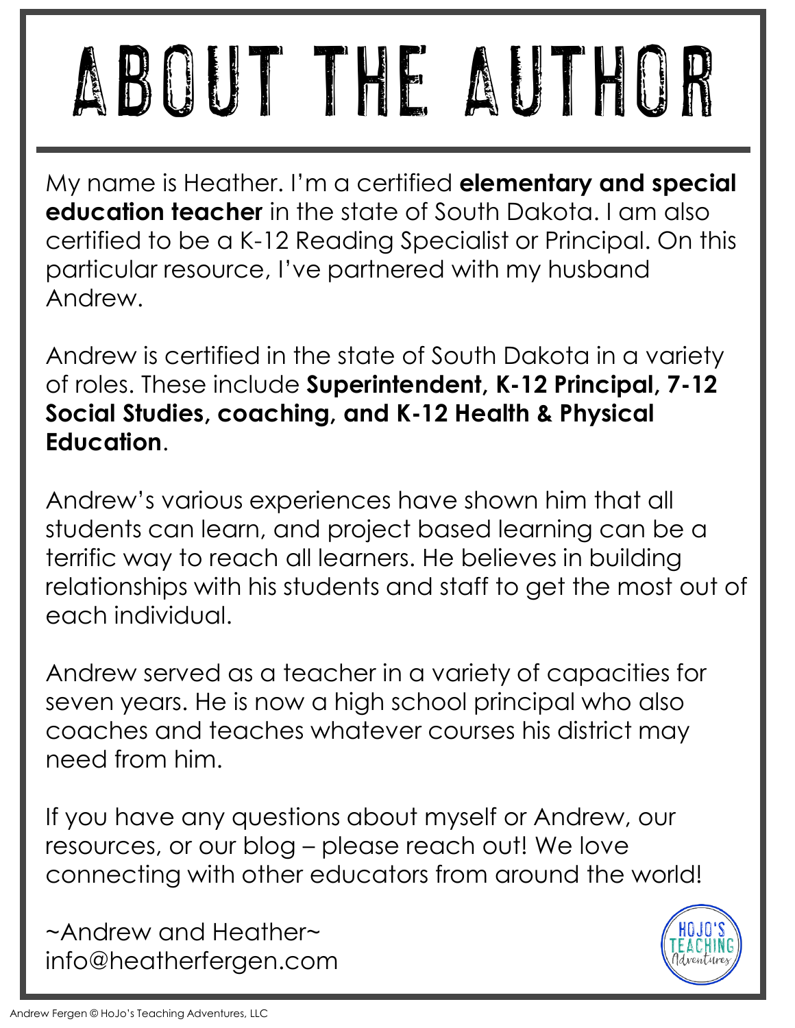# ABOUT THE AUTHOR

My name is Heather. I'm a certified **elementary and special education teacher** in the state of South Dakota. I am also certified to be a K-12 Reading Specialist or Principal. On this particular resource, I've partnered with my husband Andrew.

Andrew is certified in the state of South Dakota in a variety of roles. These include **Superintendent, K-12 Principal, 7-12 Social Studies, coaching, and K-12 Health & Physical Education**.

Andrew's various experiences have shown him that all students can learn, and project based learning can be a terrific way to reach all learners. He believes in building relationships with his students and staff to get the most out of each individual.

Andrew served as a teacher in a variety of capacities for seven years. He is now a high school principal who also coaches and teaches whatever courses his district may need from him.

If you have any questions about myself or Andrew, our resources, or our blog – please reach out! We love connecting with other educators from around the world!

~Andrew and Heather~
info@heatherfergen.com

HOJO'S TEACHING Adventures

Andrew Fergen © HoJo's Teaching Adventures, LLC